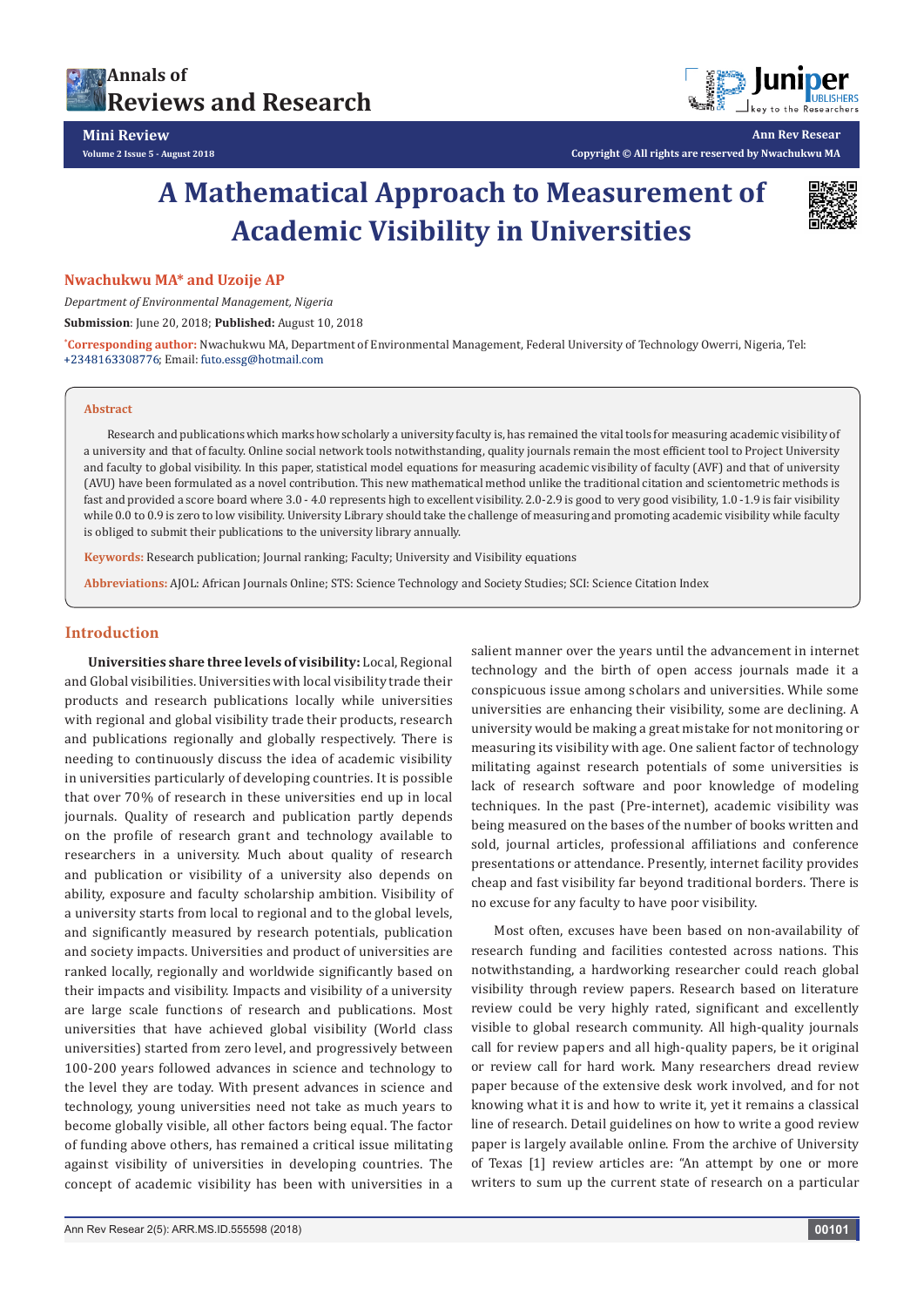Mini Review

# A Mathematical Approach to Measurement of Academic Visibility in Universities

**Nwachukwu MA* and Uzoije AP**

*Department of Environmental Management, Nigeria*

**Submission**: June 20, 2018; **Published:** August 10, 2018

*Corresponding author: Nwachukwu MA, Department of Environmental Management, Federal University of Technology Owerri, Nigeria, Tel: +2348163308776; Email: futo.essg@hotmail.com

### Abstract

Research and publications which marks how scholarly a university faculty is, has remained the vital tools for measuring academic visibility of a university and that of faculty. Online social network tools notwithstanding, quality journals remain the most efficient tool to Project University and faculty to global visibility. In this paper, statistical model equations for measuring academic visibility of faculty (AVF) and that of university (AVU) have been formulated as a novel contribution. This new mathematical method unlike the traditional citation and scientometric methods is fast and provided a score board where 3.0 - 4.0 represents high to excellent visibility. 2.0-2.9 is good to very good visibility, 1.0 -1.9 is fair visibility while 0.0 to 0.9 is zero to low visibility. University Library should take the challenge of measuring and promoting academic visibility while faculty is obliged to submit their publications to the university library annually.

**Keywords:** Research publication; Journal ranking; Faculty; University and Visibility equations

**Abbreviations:** AJOL: African Journals Online; STS: Science Technology and Society Studies; SCI: Science Citation Index

## Introduction

**Universities share three levels of visibility:** Local, Regional and Global visibilities. Universities with local visibility trade their products and research publications locally while universities with regional and global visibility trade their products, research and publications regionally and globally respectively. There is needing to continuously discuss the idea of academic visibility in universities particularly of developing countries. It is possible that over 70% of research in these universities end up in local journals. Quality of research and publication partly depends on the profile of research grant and technology available to researchers in a university. Much about quality of research and publication or visibility of a university also depends on ability, exposure and faculty scholarship ambition. Visibility of a university starts from local to regional and to the global levels, and significantly measured by research potentials, publication and society impacts. Universities and product of universities are ranked locally, regionally and worldwide significantly based on their impacts and visibility. Impacts and visibility of a university are large scale functions of research and publications. Most universities that have achieved global visibility (World class universities) started from zero level, and progressively between 100-200 years followed advances in science and technology to the level they are today. With present advances in science and technology, young universities need not take as much years to become globally visible, all other factors being equal. The factor of funding above others, has remained a critical issue militating against visibility of universities in developing countries. The concept of academic visibility has been with universities in a salient manner over the years until the advancement in internet technology and the birth of open access journals made it a conspicuous issue among scholars and universities. While some universities are enhancing their visibility, some are declining. A university would be making a great mistake for not monitoring or measuring its visibility with age. One salient factor of technology militating against research potentials of some universities is lack of research software and poor knowledge of modeling techniques. In the past (Pre-internet), academic visibility was being measured on the bases of the number of books written and sold, journal articles, professional affiliations and conference presentations or attendance. Presently, internet facility provides cheap and fast visibility far beyond traditional borders. There is no excuse for any faculty to have poor visibility.

Most often, excuses have been based on non-availability of research funding and facilities contested across nations. This notwithstanding, a hardworking researcher could reach global visibility through review papers. Research based on literature review could be very highly rated, significant and excellently visible to global research community. All high-quality journals call for review papers and all high-quality papers, be it original or review call for hard work. Many researchers dread review paper because of the extensive desk work involved, and for not knowing what it is and how to write it, yet it remains a classical line of research. Detail guidelines on how to write a good review paper is largely available online. From the archive of University of Texas [1] review articles are: "An attempt by one or more writers to sum up the current state of research on a particular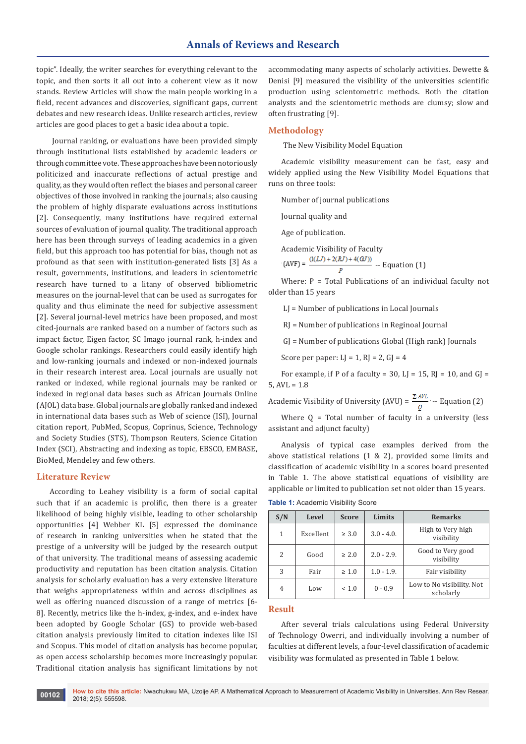topic". Ideally, the writer searches for everything relevant to the topic, and then sorts it all out into a coherent view as it now stands. Review Articles will show the main people working in a field, recent advances and discoveries, significant gaps, current debates and new research ideas. Unlike research articles, review articles are good places to get a basic idea about a topic.

Journal ranking, or evaluations have been provided simply through institutional lists established by academic leaders or through committee vote. These approaches have been notoriously politicized and inaccurate reflections of actual prestige and quality, as they would often reflect the biases and personal career objectives of those involved in ranking the journals; also causing the problem of highly disparate evaluations across institutions [2]. Consequently, many institutions have required external sources of evaluation of journal quality. The traditional approach here has been through surveys of leading academics in a given field, but this approach too has potential for bias, though not as profound as that seen with institution-generated lists [3] As a result, governments, institutions, and leaders in scientometric research have turned to a litany of observed bibliometric measures on the journal-level that can be used as surrogates for quality and thus eliminate the need for subjective assessment [2]. Several journal-level metrics have been proposed, and most cited-journals are ranked based on a number of factors such as impact factor, Eigen factor, SC Imago journal rank, h-index and Google scholar rankings. Researchers could easily identify high and low-ranking journals and indexed or non-indexed journals in their research interest area. Local journals are usually not ranked or indexed, while regional journals may be ranked or indexed in regional data bases such as African Journals Online (AJOL) data base. Global journals are globally ranked and indexed in international data bases such as Web of science (ISI), Journal citation report, PubMed, Scopus, Coprinus, Science, Technology and Society Studies (STS), Thompson Reuters, Science Citation Index (SCI), Abstracting and indexing as topic, EBSCO, EMBASE, BioMed, Mendeley and few others.

## Literature Review

According to Leahey visibility is a form of social capital such that if an academic is prolific, then there is a greater likelihood of being highly visible, leading to other scholarship opportunities [4] Webber KL [5] expressed the dominance of research in ranking universities when he stated that the prestige of a university will be judged by the research output of that university. The traditional means of assessing academic productivity and reputation has been citation analysis. Citation analysis for scholarly evaluation has a very extensive literature that weighs appropriateness within and across disciplines as well as offering nuanced discussion of a range of metrics [6-8]. Recently, metrics like the h-index, g-index, and e-index have been adopted by Google Scholar (GS) to provide web-based citation analysis previously limited to citation indexes like ISI and Scopus. This model of citation analysis has become popular, as open access scholarship becomes more increasingly popular. Traditional citation analysis has significant limitations by not accommodating many aspects of scholarly activities. Dewette & Denisi [9] measured the visibility of the universities scientific production using scientometric methods. Both the citation analysts and the scientometric methods are clumsy; slow and often frustrating [9].

## Methodology

The New Visibility Model Equation

Academic visibility measurement can be fast, easy and widely applied using the New Visibility Model Equations that runs on three tools:

Number of journal publications

Journal quality and

Age of publication.

Academic Visibility of Faculty

$$(AVF) = \frac{(1(LJ) + 2(RJ) + 4(GJ))}{P} \quad \text{-- Equation (1)}$$

Where: P = Total Publications of an individual faculty not older than 15 years

LJ = Number of publications in Local Journals

RJ = Number of publications in Reginoal Journal

GJ = Number of publications Global (High rank) Journals

Score per paper: LJ = 1, RJ = 2, GJ = 4

For example, if P of a faculty = 30, LJ = 15, RJ = 10, and GJ = 5, AVL = 1.8

$$\text{Academic Visibility of University (AVU)} = \frac{\Sigma AVL}{Q} \quad \text{-- Equation (2)}$$

Where Q = Total number of faculty in a university (less assistant and adjunct faculty)

Analysis of typical case examples derived from the above statistical relations (1 & 2), provided some limits and classification of academic visibility in a scores board presented in Table 1. The above statistical equations of visibility are applicable or limited to publication set not older than 15 years.

**Table 1:** Academic Visibility Score

| S/N | Level | Score | Limits | Remarks |
|---|---|---|---|---|
| 1 | Excellent | ≥ 3.0 | 3.0 - 4.0. | High to Very high visibility |
| 2 | Good | ≥ 2.0 | 2.0 - 2.9. | Good to Very good visibility |
| 3 | Fair | ≥ 1.0 | 1.0 - 1.9. | Fair visibility |
| 4 | Low | < 1.0 | 0 - 0.9 | Low to No visibility. Not scholarly |

## Result

After several trials calculations using Federal University of Technology Owerri, and individually involving a number of faculties at different levels, a four-level classification of academic visibility was formulated as presented in Table 1 below.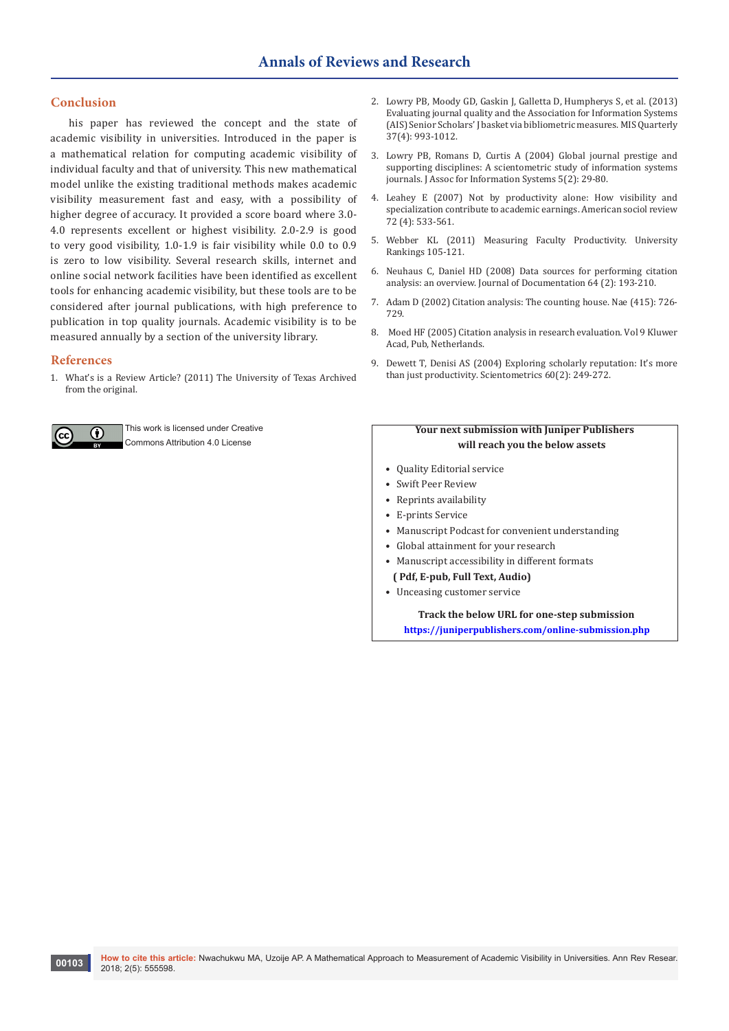## Conclusion

his paper has reviewed the concept and the state of academic visibility in universities. Introduced in the paper is a mathematical relation for computing academic visibility of individual faculty and that of university. This new mathematical model unlike the existing traditional methods makes academic visibility measurement fast and easy, with a possibility of higher degree of accuracy. It provided a score board where 3.0-4.0 represents excellent or highest visibility. 2.0-2.9 is good to very good visibility, 1.0-1.9 is fair visibility while 0.0 to 0.9 is zero to low visibility. Several research skills, internet and online social network facilities have been identified as excellent tools for enhancing academic visibility, but these tools are to be considered after journal publications, with high preference to publication in top quality journals. Academic visibility is to be measured annually by a section of the university library.

## References

1. What's is a Review Article? (2011) The University of Texas Archived from the original.
2. Lowry PB, Moody GD, Gaskin J, Galletta D, Humpherys S, et al. (2013) Evaluating journal quality and the Association for Information Systems (AIS) Senior Scholars' J basket via bibliometric measures. MIS Quarterly 37(4): 993-1012.
3. Lowry PB, Romans D, Curtis A (2004) Global journal prestige and supporting disciplines: A scientometric study of information systems journals. J Assoc for Information Systems 5(2): 29-80.
4. Leahey E (2007) Not by productivity alone: How visibility and specialization contribute to academic earnings. American sociol review 72 (4): 533-561.
5. Webber KL (2011) Measuring Faculty Productivity. University Rankings 105-121.
6. Neuhaus C, Daniel HD (2008) Data sources for performing citation analysis: an overview. Journal of Documentation 64 (2): 193-210.
7. Adam D (2002) Citation analysis: The counting house. Nae (415): 726-729.
8. Moed HF (2005) Citation analysis in research evaluation. Vol 9 Kluwer Acad, Pub, Netherlands.
9. Dewett T, Denisi AS (2004) Exploring scholarly reputation: It's more than just productivity. Scientometrics 60(2): 249-272.

This work is licensed under Creative Commons Attribution 4.0 License

**Your next submission with Juniper Publishers will reach you the below assets**

- Quality Editorial service
- Swift Peer Review
- Reprints availability
- E-prints Service
- Manuscript Podcast for convenient understanding
- Global attainment for your research
- Manuscript accessibility in different formats **( Pdf, E-pub, Full Text, Audio)**
- Unceasing customer service

**Track the below URL for one-step submission**

**https://juniperpublishers.com/online-submission.php**